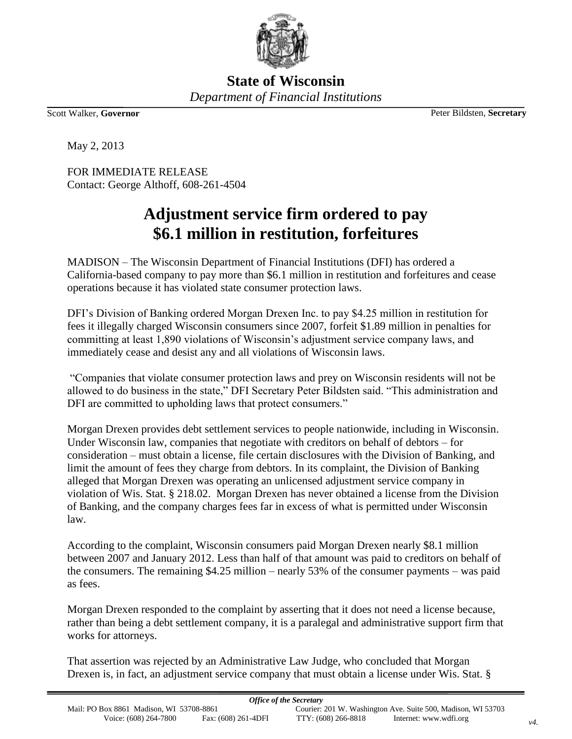**State of Wisconsin**

*Department of Financial Institutions*

Scott Walker, **Governor** Peter Bildsten, **Secretary**

May 2, 2013

FOR IMMEDIATE RELEASE
Contact: George Althoff, 608-261-4504

# Adjustment service firm ordered to pay $6.1 million in restitution, forfeitures

MADISON – The Wisconsin Department of Financial Institutions (DFI) has ordered a California-based company to pay more than $6.1 million in restitution and forfeitures and cease operations because it has violated state consumer protection laws.

DFI's Division of Banking ordered Morgan Drexen Inc. to pay $4.25 million in restitution for fees it illegally charged Wisconsin consumers since 2007, forfeit $1.89 million in penalties for committing at least 1,890 violations of Wisconsin's adjustment service company laws, and immediately cease and desist any and all violations of Wisconsin laws.

"Companies that violate consumer protection laws and prey on Wisconsin residents will not be allowed to do business in the state," DFI Secretary Peter Bildsten said. "This administration and DFI are committed to upholding laws that protect consumers."

Morgan Drexen provides debt settlement services to people nationwide, including in Wisconsin. Under Wisconsin law, companies that negotiate with creditors on behalf of debtors – for consideration – must obtain a license, file certain disclosures with the Division of Banking, and limit the amount of fees they charge from debtors. In its complaint, the Division of Banking alleged that Morgan Drexen was operating an unlicensed adjustment service company in violation of Wis. Stat. § 218.02. Morgan Drexen has never obtained a license from the Division of Banking, and the company charges fees far in excess of what is permitted under Wisconsin law.

According to the complaint, Wisconsin consumers paid Morgan Drexen nearly $8.1 million between 2007 and January 2012. Less than half of that amount was paid to creditors on behalf of the consumers. The remaining $4.25 million – nearly 53% of the consumer payments – was paid as fees.

Morgan Drexen responded to the complaint by asserting that it does not need a license because, rather than being a debt settlement company, it is a paralegal and administrative support firm that works for attorneys.

That assertion was rejected by an Administrative Law Judge, who concluded that Morgan Drexen is, in fact, an adjustment service company that must obtain a license under Wis. Stat. §

*Office of the Secretary*
Mail: PO Box 8861 Madison, WI 53708-8861 Courier: 201 W. Washington Ave. Suite 500, Madison, WI 53703
Voice: (608) 264-7800 Fax: (608) 261-4DFI TTY: (608) 266-8818 Internet: www.wdfi.org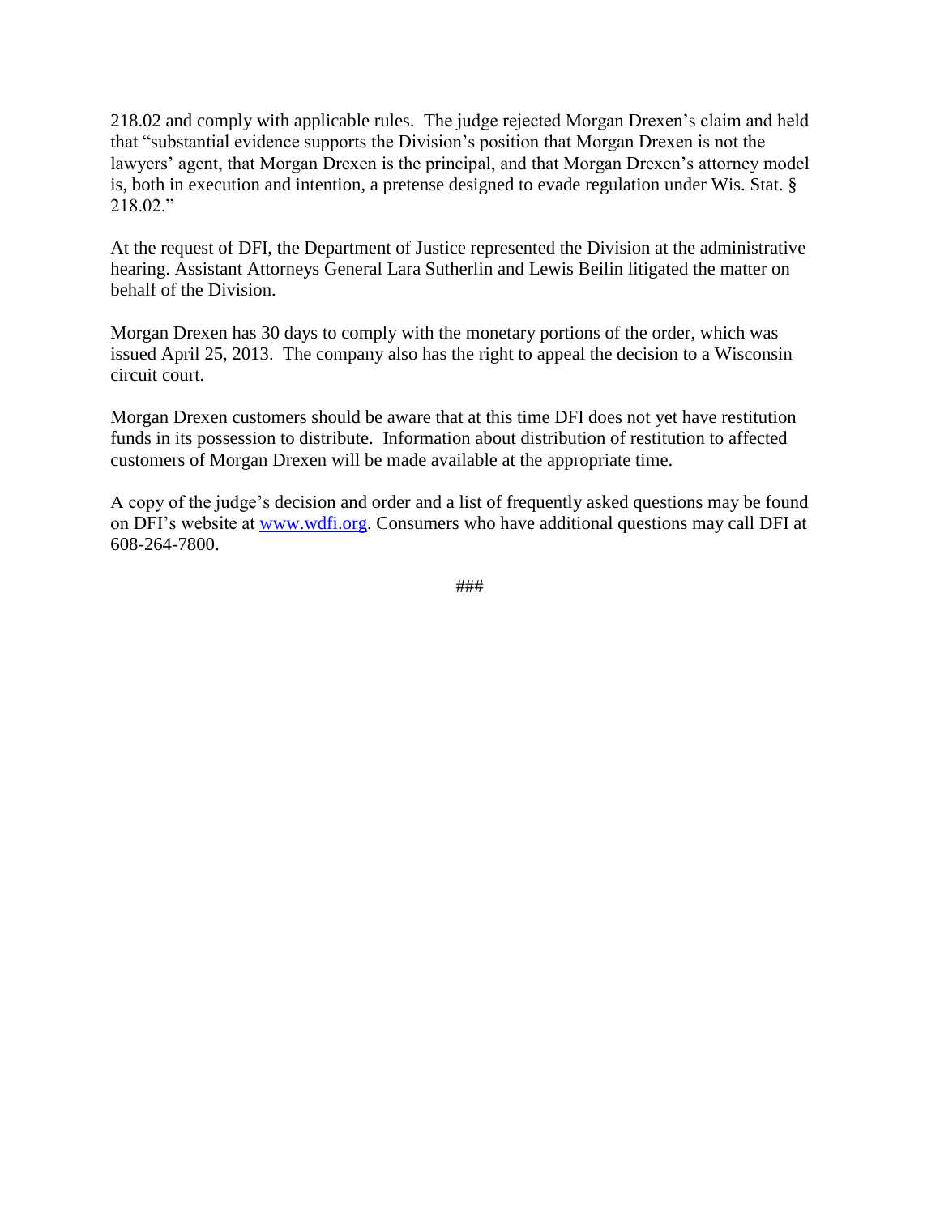218.02 and comply with applicable rules. The judge rejected Morgan Drexen's claim and held that "substantial evidence supports the Division's position that Morgan Drexen is not the lawyers' agent, that Morgan Drexen is the principal, and that Morgan Drexen's attorney model is, both in execution and intention, a pretense designed to evade regulation under Wis. Stat. § 218.02."

At the request of DFI, the Department of Justice represented the Division at the administrative hearing. Assistant Attorneys General Lara Sutherlin and Lewis Beilin litigated the matter on behalf of the Division.

Morgan Drexen has 30 days to comply with the monetary portions of the order, which was issued April 25, 2013. The company also has the right to appeal the decision to a Wisconsin circuit court.

Morgan Drexen customers should be aware that at this time DFI does not yet have restitution funds in its possession to distribute. Information about distribution of restitution to affected customers of Morgan Drexen will be made available at the appropriate time.

A copy of the judge's decision and order and a list of frequently asked questions may be found on DFI's website at [www.wdfi.org](http://www.wdfi.org). Consumers who have additional questions may call DFI at 608-264-7800.

###